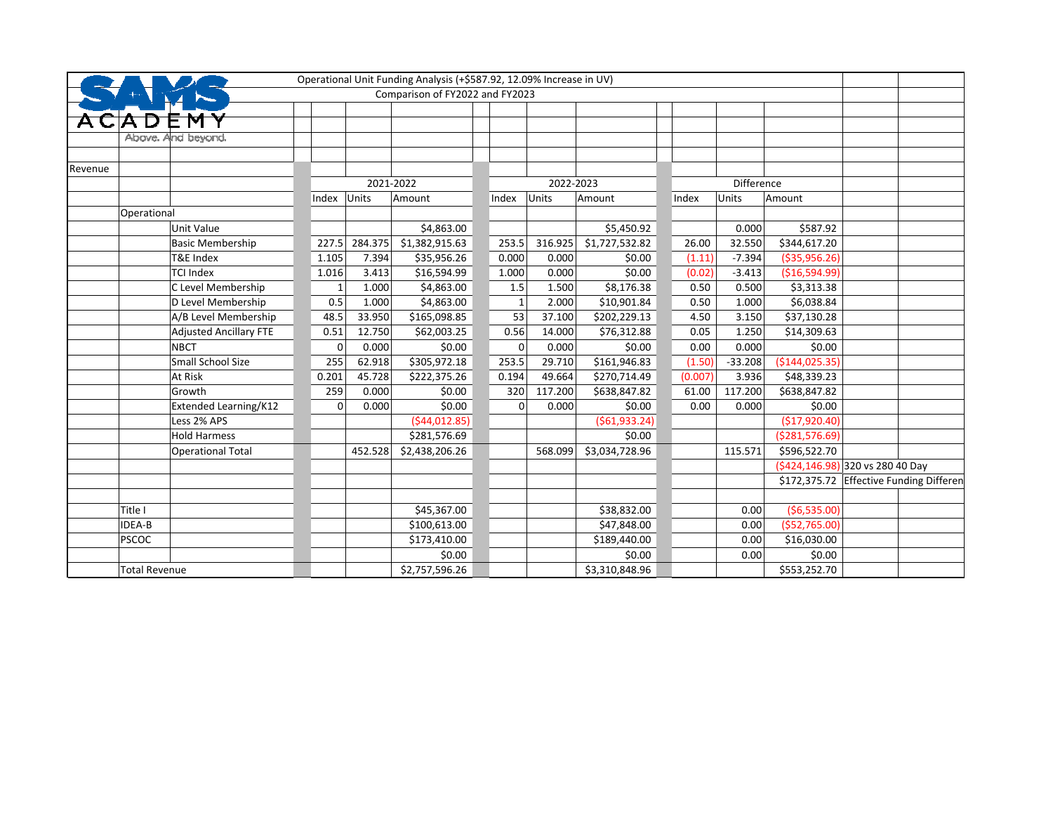SAMS ACADEMY
Above. And beyond.

Operational Unit Funding Analysis (+$587.92, 12.09% Increase in UV)

Comparison of FY2022 and FY2023

**Revenue**

| | | 2021-2022 | | | 2022-2023 | | | Difference | | | |
|---|---|---|---|---|---|---|---|---|---|---|---|
| | | Index | Units | Amount | Index | Units | Amount | Index | Units | Amount | |
| Operational | | | | | | | | | | | |
| | Unit Value | | | $4,863.00 | | | $5,450.92 | | 0.000 | $587.92 | |
| | Basic Membership | 227.5 | 284.375 | $1,382,915.63 | 253.5 | 316.925 | $1,727,532.82 | 26.00 | 32.550 | $344,617.20 | |
| | T&E Index | 1.105 | 7.394 | $35,956.26 | 0.000 | 0.000 | $0.00 | (1.11) | -7.394 | ($35,956.26) | |
| | TCI Index | 1.016 | 3.413 | $16,594.99 | 1.000 | 0.000 | $0.00 | (0.02) | -3.413 | ($16,594.99) | |
| | C Level Membership | 1 | 1.000 | $4,863.00 | 1.5 | 1.500 | $8,176.38 | 0.50 | 0.500 | $3,313.38 | |
| | D Level Membership | 0.5 | 1.000 | $4,863.00 | 1 | 2.000 | $10,901.84 | 0.50 | 1.000 | $6,038.84 | |
| | A/B Level Membership | 48.5 | 33.950 | $165,098.85 | 53 | 37.100 | $202,229.13 | 4.50 | 3.150 | $37,130.28 | |
| | Adjusted Ancillary FTE | 0.51 | 12.750 | $62,003.25 | 0.56 | 14.000 | $76,312.88 | 0.05 | 1.250 | $14,309.63 | |
| | NBCT | 0 | 0.000 | $0.00 | 0 | 0.000 | $0.00 | 0.00 | 0.000 | $0.00 | |
| | Small School Size | 255 | 62.918 | $305,972.18 | 253.5 | 29.710 | $161,946.83 | (1.50) | -33.208 | ($144,025.35) | |
| | At Risk | 0.201 | 45.728 | $222,375.26 | 0.194 | 49.664 | $270,714.49 | (0.007) | 3.936 | $48,339.23 | |
| | Growth | 259 | 0.000 | $0.00 | 320 | 117.200 | $638,847.82 | 61.00 | 117.200 | $638,847.82 | |
| | Extended Learning/K12 | 0 | 0.000 | $0.00 | 0 | 0.000 | $0.00 | 0.00 | 0.000 | $0.00 | |
| | Less 2% APS | | | ($44,012.85) | | | ($61,933.24) | | | ($17,920.40) | |
| | Hold Harmess | | | $281,576.69 | | | $0.00 | | | ($281,576.69) | |
| | Operational Total | | 452.528 | $2,438,206.26 | | 568.099 | $3,034,728.96 | | 115.571 | $596,522.70 | |
| | | | | | | | | | | ($424,146.98) | 320 vs 280 40 Day |
| | | | | | | | | | | $172,375.72 | Effective Funding Differen |
| | | | | | | | | | | | |
| Title I | | | | $45,367.00 | | | $38,832.00 | | 0.00 | ($6,535.00) | |
| IDEA-B | | | | $100,613.00 | | | $47,848.00 | | 0.00 | ($52,765.00) | |
| PSCOC | | | | $173,410.00 | | | $189,440.00 | | 0.00 | $16,030.00 | |
| | | | | $0.00 | | | $0.00 | | 0.00 | $0.00 | |
| Total Revenue | | | | $2,757,596.26 | | | $3,310,848.96 | | | $553,252.70 | |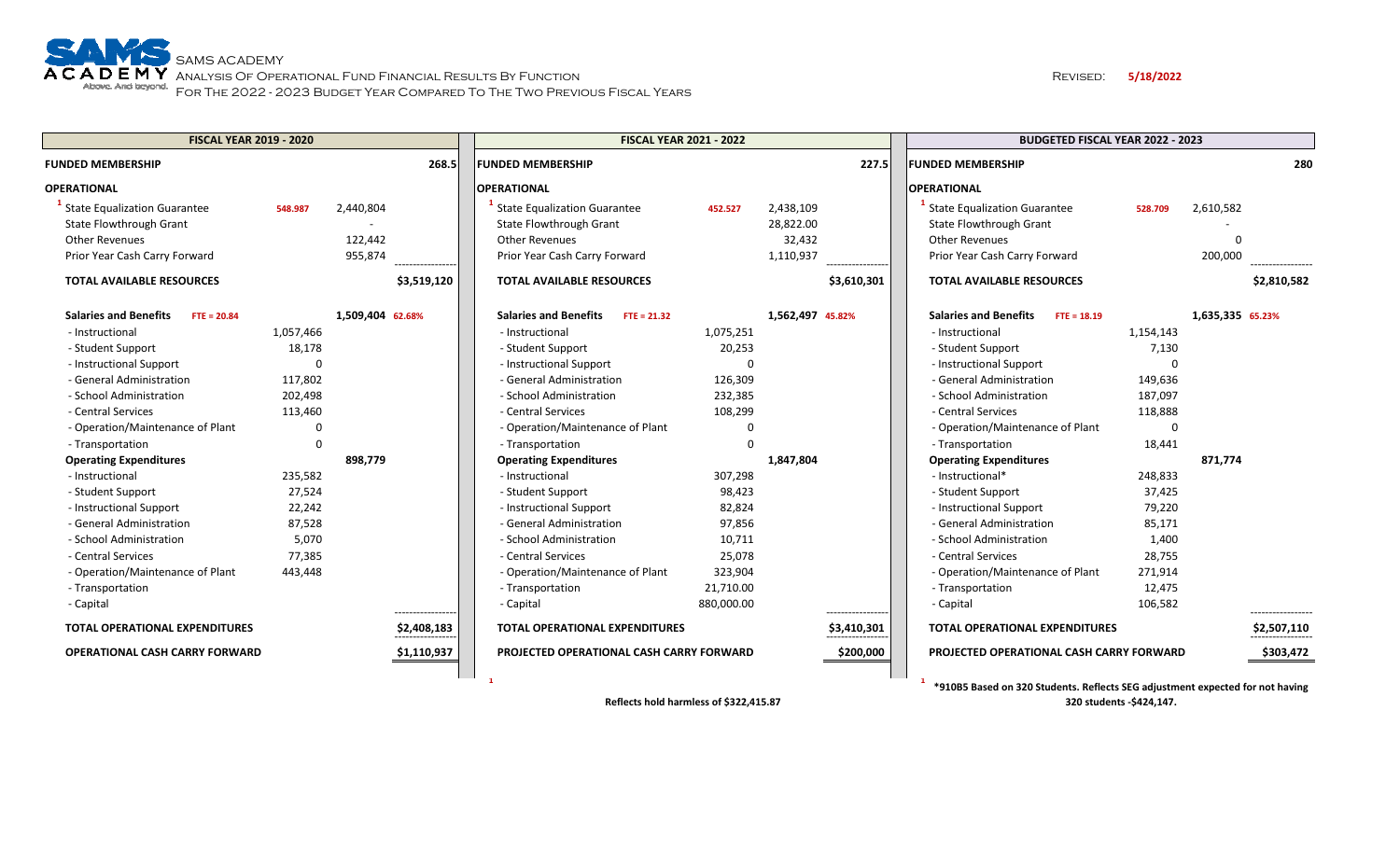# SAMS ACADEMY

## Analysis Of Operational Fund Financial Results By Function

### For The 2022 - 2023 Budget Year Compared To The Two Previous Fiscal Years

Revised: **5/18/2022**

| FISCAL YEAR 2019 - 2020 | | | | FISCAL YEAR 2021 - 2022 | | | | BUDGETED FISCAL YEAR 2022 - 2023 | | | |
|---|---|---|---|---|---|---|---|---|---|---|---|
| **FUNDED MEMBERSHIP** | | | **268.5** | **FUNDED MEMBERSHIP** | | | **227.5** | **FUNDED MEMBERSHIP** | | | **280** |
| **OPERATIONAL** | | | | **OPERATIONAL** | | | | **OPERATIONAL** | | | |
| [1] State Equalization Guarantee | 548.987 | 2,440,804 | | [1] State Equalization Guarantee | 452.527 | 2,438,109 | | [1] State Equalization Guarantee | 528.709 | 2,610,582 | |
| State Flowthrough Grant | | - | | State Flowthrough Grant | | 28,822.00 | | State Flowthrough Grant | | - | |
| Other Revenues | | 122,442 | | Other Revenues | | 32,432 | | Other Revenues | | 0 | |
| Prior Year Cash Carry Forward | | 955,874 | | Prior Year Cash Carry Forward | | 1,110,937 | | Prior Year Cash Carry Forward | | 200,000 | |
| **TOTAL AVAILABLE RESOURCES** | | | **$3,519,120** | **TOTAL AVAILABLE RESOURCES** | | | **$3,610,301** | **TOTAL AVAILABLE RESOURCES** | | | **$2,810,582** |
| **Salaries and Benefits** FTE = 20.84 | | **1,509,404** | 62.68% | **Salaries and Benefits** FTE = 21.32 | | **1,562,497** | 45.82% | **Salaries and Benefits** FTE = 18.19 | | **1,635,335** | 65.23% |
| - Instructional | 1,057,466 | | | - Instructional | 1,075,251 | | | - Instructional | 1,154,143 | | |
| - Student Support | 18,178 | | | - Student Support | 20,253 | | | - Student Support | 7,130 | | |
| - Instructional Support | 0 | | | - Instructional Support | 0 | | | - Instructional Support | 0 | | |
| - General Administration | 117,802 | | | - General Administration | 126,309 | | | - General Administration | 149,636 | | |
| - School Administration | 202,498 | | | - School Administration | 232,385 | | | - School Administration | 187,097 | | |
| - Central Services | 113,460 | | | - Central Services | 108,299 | | | - Central Services | 118,888 | | |
| - Operation/Maintenance of Plant | 0 | | | - Operation/Maintenance of Plant | 0 | | | - Operation/Maintenance of Plant | 0 | | |
| - Transportation | 0 | | | - Transportation | 0 | | | - Transportation | 18,441 | | |
| **Operating Expenditures** | | **898,779** | | **Operating Expenditures** | | **1,847,804** | | **Operating Expenditures** | | **871,774** | |
| - Instructional | 235,582 | | | - Instructional | 307,298 | | | - Instructional* | 248,833 | | |
| - Student Support | 27,524 | | | - Student Support | 98,423 | | | - Student Support | 37,425 | | |
| - Instructional Support | 22,242 | | | - Instructional Support | 82,824 | | | - Instructional Support | 79,220 | | |
| - General Administration | 87,528 | | | - General Administration | 97,856 | | | - General Administration | 85,171 | | |
| - School Administration | 5,070 | | | - School Administration | 10,711 | | | - School Administration | 1,400 | | |
| - Central Services | 77,385 | | | - Central Services | 25,078 | | | - Central Services | 28,755 | | |
| - Operation/Maintenance of Plant | 443,448 | | | - Operation/Maintenance of Plant | 323,904 | | | - Operation/Maintenance of Plant | 271,914 | | |
| - Transportation | | | | - Transportation | 21,710.00 | | | - Transportation | 12,475 | | |
| - Capital | | | | - Capital | 880,000.00 | | | - Capital | 106,582 | | |
| **TOTAL OPERATIONAL EXPENDITURES** | | | **$2,408,183** | **TOTAL OPERATIONAL EXPENDITURES** | | | **$3,410,301** | **TOTAL OPERATIONAL EXPENDITURES** | | | **$2,507,110** |
| **OPERATIONAL CASH CARRY FORWARD** | | | **$1,110,937** | **PROJECTED OPERATIONAL CASH CARRY FORWARD** | | | **$200,000** | **PROJECTED OPERATIONAL CASH CARRY FORWARD** | | | **$303,472** |

[1] **Reflects hold harmless of $322,415.87**

[1] ***910B5 Based on 320 Students. Reflects SEG adjustment expected for not having 320 students -$424,147.**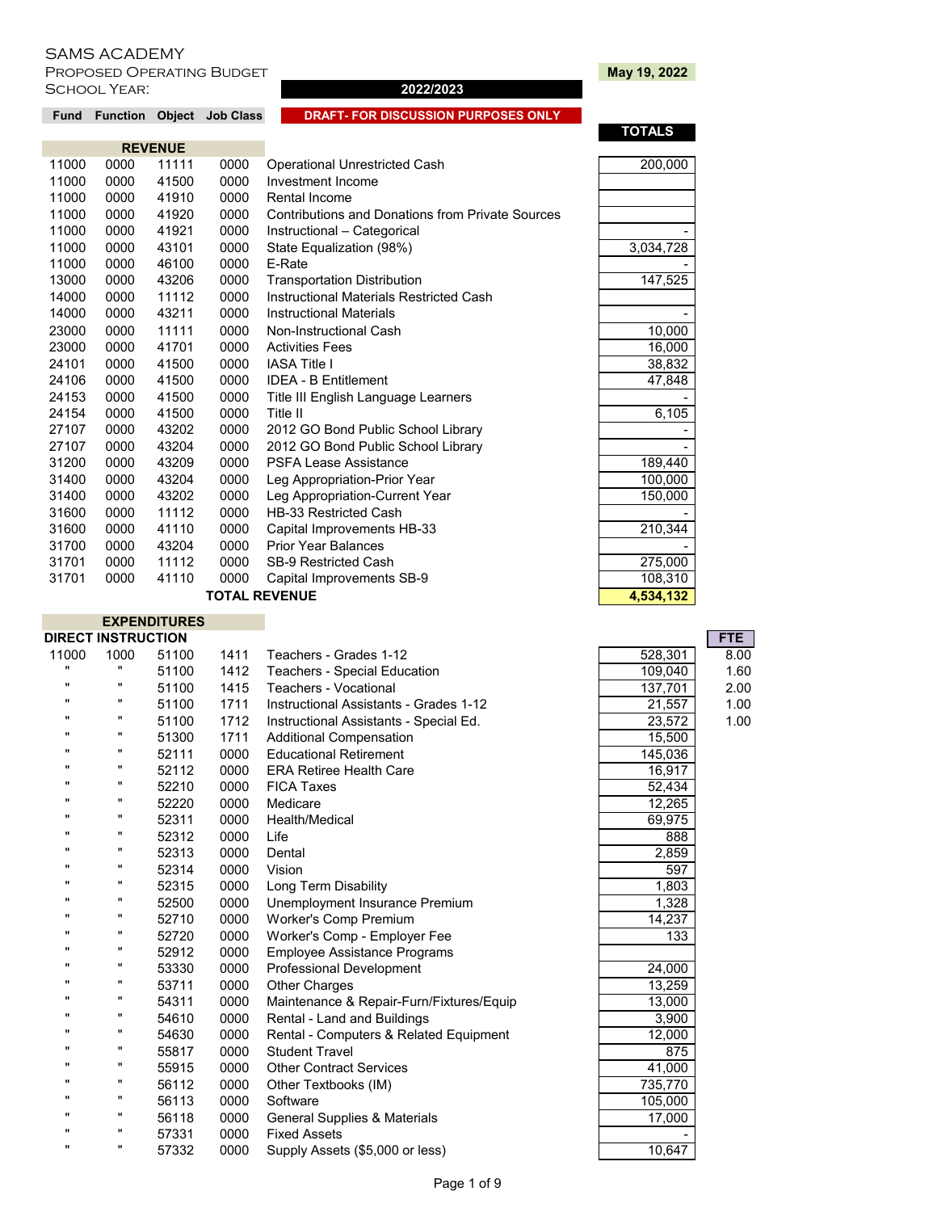SAMS ACADEMY

PROPOSED OPERATING BUDGET

SCHOOL YEAR: **2022/2023**

**May 19, 2022**

**DRAFT- FOR DISCUSSION PURPOSES ONLY**

| Fund | Function | Object | Job Class | Description | TOTALS | FTE |
|---|---|---|---|---|---|---|
| **REVENUE** | | | | | | |
| 11000 | 0000 | 11111 | 0000 | Operational Unrestricted Cash | 200,000 | |
| 11000 | 0000 | 41500 | 0000 | Investment Income | | |
| 11000 | 0000 | 41910 | 0000 | Rental Income | | |
| 11000 | 0000 | 41920 | 0000 | Contributions and Donations from Private Sources | | |
| 11000 | 0000 | 41921 | 0000 | Instructional – Categorical | - | |
| 11000 | 0000 | 43101 | 0000 | State Equalization (98%) | 3,034,728 | |
| 11000 | 0000 | 46100 | 0000 | E-Rate | - | |
| 13000 | 0000 | 43206 | 0000 | Transportation Distribution | 147,525 | |
| 14000 | 0000 | 11112 | 0000 | Instructional Materials Restricted Cash | | |
| 14000 | 0000 | 43211 | 0000 | Instructional Materials | - | |
| 23000 | 0000 | 11111 | 0000 | Non-Instructional Cash | 10,000 | |
| 23000 | 0000 | 41701 | 0000 | Activities Fees | 16,000 | |
| 24101 | 0000 | 41500 | 0000 | IASA Title I | 38,832 | |
| 24106 | 0000 | 41500 | 0000 | IDEA - B Entitlement | 47,848 | |
| 24153 | 0000 | 41500 | 0000 | Title III English Language Learners | - | |
| 24154 | 0000 | 41500 | 0000 | Title II | 6,105 | |
| 27107 | 0000 | 43202 | 0000 | 2012 GO Bond Public School Library | - | |
| 27107 | 0000 | 43204 | 0000 | 2012 GO Bond Public School Library | - | |
| 31200 | 0000 | 43209 | 0000 | PSFA Lease Assistance | 189,440 | |
| 31400 | 0000 | 43204 | 0000 | Leg Appropriation-Prior Year | 100,000 | |
| 31400 | 0000 | 43202 | 0000 | Leg Appropriation-Current Year | 150,000 | |
| 31600 | 0000 | 11112 | 0000 | HB-33 Restricted Cash | - | |
| 31600 | 0000 | 41110 | 0000 | Capital Improvements HB-33 | 210,344 | |
| 31700 | 0000 | 43204 | 0000 | Prior Year Balances | - | |
| 31701 | 0000 | 11112 | 0000 | SB-9 Restricted Cash | 275,000 | |
| 31701 | 0000 | 41110 | 0000 | Capital Improvements SB-9 | 108,310 | |
| | | | | **TOTAL REVENUE** | **4,534,132** | |
| **EXPENDITURES** | | | | | | |
| **DIRECT INSTRUCTION** | | | | | | **FTE** |
| 11000 | 1000 | 51100 | 1411 | Teachers - Grades 1-12 | 528,301 | 8.00 |
| " | " | 51100 | 1412 | Teachers - Special Education | 109,040 | 1.60 |
| " | " | 51100 | 1415 | Teachers - Vocational | 137,701 | 2.00 |
| " | " | 51100 | 1711 | Instructional Assistants - Grades 1-12 | 21,557 | 1.00 |
| " | " | 51100 | 1712 | Instructional Assistants - Special Ed. | 23,572 | 1.00 |
| " | " | 51300 | 1711 | Additional Compensation | 15,500 | |
| " | " | 52111 | 0000 | Educational Retirement | 145,036 | |
| " | " | 52112 | 0000 | ERA Retiree Health Care | 16,917 | |
| " | " | 52210 | 0000 | FICA Taxes | 52,434 | |
| " | " | 52220 | 0000 | Medicare | 12,265 | |
| " | " | 52311 | 0000 | Health/Medical | 69,975 | |
| " | " | 52312 | 0000 | Life | 888 | |
| " | " | 52313 | 0000 | Dental | 2,859 | |
| " | " | 52314 | 0000 | Vision | 597 | |
| " | " | 52315 | 0000 | Long Term Disability | 1,803 | |
| " | " | 52500 | 0000 | Unemployment Insurance Premium | 1,328 | |
| " | " | 52710 | 0000 | Worker's Comp Premium | 14,237 | |
| " | " | 52720 | 0000 | Worker's Comp - Employer Fee | 133 | |
| " | " | 52912 | 0000 | Employee Assistance Programs | | |
| " | " | 53330 | 0000 | Professional Development | 24,000 | |
| " | " | 53711 | 0000 | Other Charges | 13,259 | |
| " | " | 54311 | 0000 | Maintenance & Repair-Furn/Fixtures/Equip | 13,000 | |
| " | " | 54610 | 0000 | Rental - Land and Buildings | 3,900 | |
| " | " | 54630 | 0000 | Rental - Computers & Related Equipment | 12,000 | |
| " | " | 55817 | 0000 | Student Travel | 875 | |
| " | " | 55915 | 0000 | Other Contract Services | 41,000 | |
| " | " | 56112 | 0000 | Other Textbooks (IM) | 735,770 | |
| " | " | 56113 | 0000 | Software | 105,000 | |
| " | " | 56118 | 0000 | General Supplies & Materials | 17,000 | |
| " | " | 57331 | 0000 | Fixed Assets | - | |
| " | " | 57332 | 0000 | Supply Assets ($5,000 or less) | 10,647 | |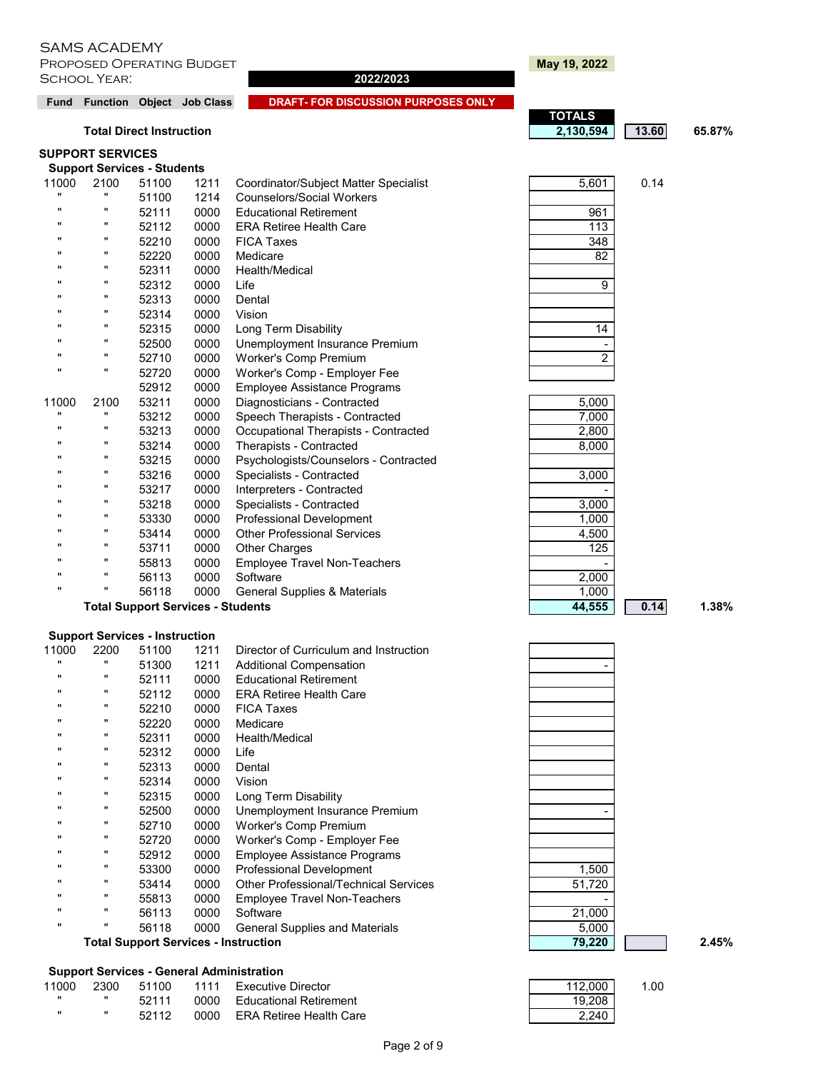SAMS ACADEMY
PROPOSED OPERATING BUDGET
SCHOOL YEAR: **2022/2023**

**May 19, 2022**

**DRAFT- FOR DISCUSSION PURPOSES ONLY**

| Fund | Function | Object | Job Class | Description | TOTALS | | |
|---|---|---|---|---|---|---|---|
| | | | | **Total Direct Instruction** | **2,130,594** | **13.60** | **65.87%** |
| | | | | | | | |
| **SUPPORT SERVICES** | | | | | | | |
| **Support Services - Students** | | | | | | | |
| 11000 | 2100 | 51100 | 1211 | Coordinator/Subject Matter Specialist | 5,601 | 0.14 | |
| " | " | 51100 | 1214 | Counselors/Social Workers | | | |
| " | " | 52111 | 0000 | Educational Retirement | 961 | | |
| " | " | 52112 | 0000 | ERA Retiree Health Care | 113 | | |
| " | " | 52210 | 0000 | FICA Taxes | 348 | | |
| " | " | 52220 | 0000 | Medicare | 82 | | |
| " | " | 52311 | 0000 | Health/Medical | | | |
| " | " | 52312 | 0000 | Life | 9 | | |
| " | " | 52313 | 0000 | Dental | | | |
| " | " | 52314 | 0000 | Vision | | | |
| " | " | 52315 | 0000 | Long Term Disability | 14 | | |
| " | " | 52500 | 0000 | Unemployment Insurance Premium | - | | |
| " | " | 52710 | 0000 | Worker's Comp Premium | 2 | | |
| " | " | 52720 | 0000 | Worker's Comp - Employer Fee | | | |
| | | 52912 | 0000 | Employee Assistance Programs | | | |
| 11000 | 2100 | 53211 | 0000 | Diagnosticians - Contracted | 5,000 | | |
| " | " | 53212 | 0000 | Speech Therapists - Contracted | 7,000 | | |
| " | " | 53213 | 0000 | Occupational Therapists - Contracted | 2,800 | | |
| " | " | 53214 | 0000 | Therapists - Contracted | 8,000 | | |
| " | " | 53215 | 0000 | Psychologists/Counselors - Contracted | | | |
| " | " | 53216 | 0000 | Specialists - Contracted | 3,000 | | |
| " | " | 53217 | 0000 | Interpreters - Contracted | - | | |
| " | " | 53218 | 0000 | Specialists - Contracted | 3,000 | | |
| " | " | 53330 | 0000 | Professional Development | 1,000 | | |
| " | " | 53414 | 0000 | Other Professional Services | 4,500 | | |
| " | " | 53711 | 0000 | Other Charges | 125 | | |
| " | " | 55813 | 0000 | Employee Travel Non-Teachers | - | | |
| " | " | 56113 | 0000 | Software | 2,000 | | |
| " | " | 56118 | 0000 | General Supplies & Materials | 1,000 | | |
| | | | | **Total Support Services - Students** | **44,555** | **0.14** | **1.38%** |
| | | | | | | | |
| **Support Services - Instruction** | | | | | | | |
| 11000 | 2200 | 51100 | 1211 | Director of Curriculum and Instruction | | | |
| " | " | 51300 | 1211 | Additional Compensation | - | | |
| " | " | 52111 | 0000 | Educational Retirement | | | |
| " | " | 52112 | 0000 | ERA Retiree Health Care | | | |
| " | " | 52210 | 0000 | FICA Taxes | | | |
| " | " | 52220 | 0000 | Medicare | | | |
| " | " | 52311 | 0000 | Health/Medical | | | |
| " | " | 52312 | 0000 | Life | | | |
| " | " | 52313 | 0000 | Dental | | | |
| " | " | 52314 | 0000 | Vision | | | |
| " | " | 52315 | 0000 | Long Term Disability | | | |
| " | " | 52500 | 0000 | Unemployment Insurance Premium | - | | |
| " | " | 52710 | 0000 | Worker's Comp Premium | | | |
| " | " | 52720 | 0000 | Worker's Comp - Employer Fee | | | |
| " | " | 52912 | 0000 | Employee Assistance Programs | | | |
| " | " | 53300 | 0000 | Professional Development | 1,500 | | |
| " | " | 53414 | 0000 | Other Professional/Technical Services | 51,720 | | |
| " | " | 55813 | 0000 | Employee Travel Non-Teachers | - | | |
| " | " | 56113 | 0000 | Software | 21,000 | | |
| " | " | 56118 | 0000 | General Supplies and Materials | 5,000 | | |
| | | | | **Total Support Services - Instruction** | **79,220** | | **2.45%** |
| | | | | | | | |
| **Support Services - General Administration** | | | | | | | |
| 11000 | 2300 | 51100 | 1111 | Executive Director | 112,000 | 1.00 | |
| " | " | 52111 | 0000 | Educational Retirement | 19,208 | | |
| " | " | 52112 | 0000 | ERA Retiree Health Care | 2,240 | | |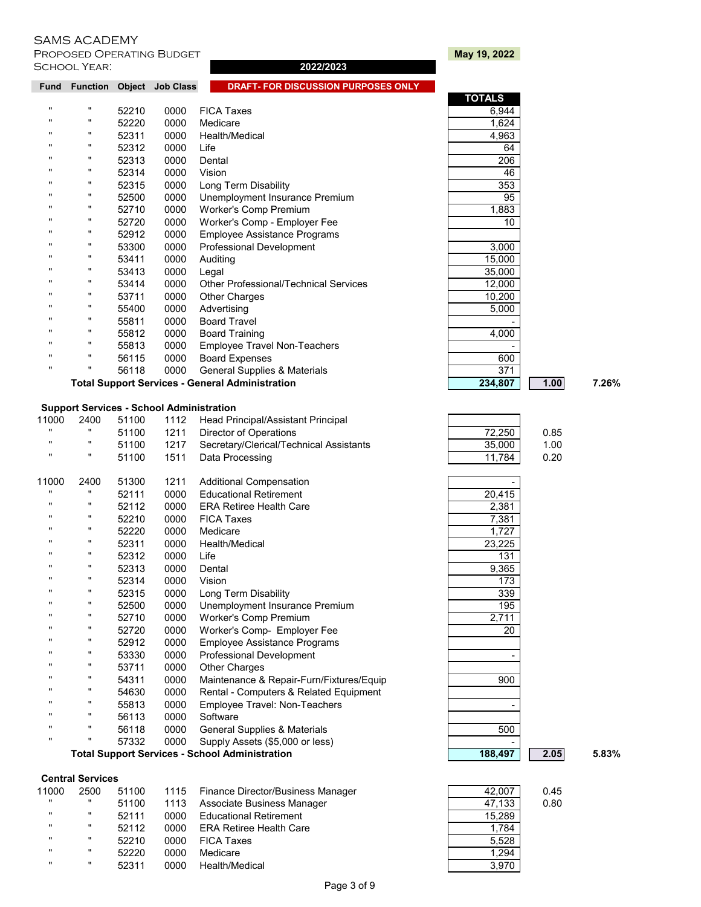SAMS ACADEMY
PROPOSED OPERATING BUDGET
SCHOOL YEAR: **2022/2023**

**May 19, 2022**

**DRAFT- FOR DISCUSSION PURPOSES ONLY**

| Fund | Function | Object | Job Class | Description | TOTALS | | |
|---|---|---|---|---|---|---|---|
| " | " | 52210 | 0000 | FICA Taxes | 6,944 | | |
| " | " | 52220 | 0000 | Medicare | 1,624 | | |
| " | " | 52311 | 0000 | Health/Medical | 4,963 | | |
| " | " | 52312 | 0000 | Life | 64 | | |
| " | " | 52313 | 0000 | Dental | 206 | | |
| " | " | 52314 | 0000 | Vision | 46 | | |
| " | " | 52315 | 0000 | Long Term Disability | 353 | | |
| " | " | 52500 | 0000 | Unemployment Insurance Premium | 95 | | |
| " | " | 52710 | 0000 | Worker's Comp Premium | 1,883 | | |
| " | " | 52720 | 0000 | Worker's Comp - Employer Fee | 10 | | |
| " | " | 52912 | 0000 | Employee Assistance Programs | | | |
| " | " | 53300 | 0000 | Professional Development | 3,000 | | |
| " | " | 53411 | 0000 | Auditing | 15,000 | | |
| " | " | 53413 | 0000 | Legal | 35,000 | | |
| " | " | 53414 | 0000 | Other Professional/Technical Services | 12,000 | | |
| " | " | 53711 | 0000 | Other Charges | 10,200 | | |
| " | " | 55400 | 0000 | Advertising | 5,000 | | |
| " | " | 55811 | 0000 | Board Travel | - | | |
| " | " | 55812 | 0000 | Board Training | 4,000 | | |
| " | " | 55813 | 0000 | Employee Travel Non-Teachers | - | | |
| " | " | 56115 | 0000 | Board Expenses | 600 | | |
| " | " | 56118 | 0000 | General Supplies & Materials | 371 | | |
| | **Total Support Services - General Administration** | | | | **234,807** | **1.00** | **7.26%** |
| **Support Services - School Administration** | | | | | | | |
| 11000 | 2400 | 51100 | 1112 | Head Principal/Assistant Principal | | | |
| " | " | 51100 | 1211 | Director of Operations | 72,250 | 0.85 | |
| " | " | 51100 | 1217 | Secretary/Clerical/Technical Assistants | 35,000 | 1.00 | |
| " | " | 51100 | 1511 | Data Processing | 11,784 | 0.20 | |
| 11000 | 2400 | 51300 | 1211 | Additional Compensation | - | | |
| " | " | 52111 | 0000 | Educational Retirement | 20,415 | | |
| " | " | 52112 | 0000 | ERA Retiree Health Care | 2,381 | | |
| " | " | 52210 | 0000 | FICA Taxes | 7,381 | | |
| " | " | 52220 | 0000 | Medicare | 1,727 | | |
| " | " | 52311 | 0000 | Health/Medical | 23,225 | | |
| " | " | 52312 | 0000 | Life | 131 | | |
| " | " | 52313 | 0000 | Dental | 9,365 | | |
| " | " | 52314 | 0000 | Vision | 173 | | |
| " | " | 52315 | 0000 | Long Term Disability | 339 | | |
| " | " | 52500 | 0000 | Unemployment Insurance Premium | 195 | | |
| " | " | 52710 | 0000 | Worker's Comp Premium | 2,711 | | |
| " | " | 52720 | 0000 | Worker's Comp- Employer Fee | 20 | | |
| " | " | 52912 | 0000 | Employee Assistance Programs | | | |
| " | " | 53330 | 0000 | Professional Development | - | | |
| " | " | 53711 | 0000 | Other Charges | | | |
| " | " | 54311 | 0000 | Maintenance & Repair-Furn/Fixtures/Equip | 900 | | |
| " | " | 54630 | 0000 | Rental - Computers & Related Equipment | | | |
| " | " | 55813 | 0000 | Employee Travel: Non-Teachers | - | | |
| " | " | 56113 | 0000 | Software | | | |
| " | " | 56118 | 0000 | General Supplies & Materials | 500 | | |
| " | " | 57332 | 0000 | Supply Assets ($5,000 or less) | - | | |
| | **Total Support Services - School Administration** | | | | **188,497** | **2.05** | **5.83%** |
| **Central Services** | | | | | | | |
| 11000 | 2500 | 51100 | 1115 | Finance Director/Business Manager | 42,007 | 0.45 | |
| " | " | 51100 | 1113 | Associate Business Manager | 47,133 | 0.80 | |
| " | " | 52111 | 0000 | Educational Retirement | 15,289 | | |
| " | " | 52112 | 0000 | ERA Retiree Health Care | 1,784 | | |
| " | " | 52210 | 0000 | FICA Taxes | 5,528 | | |
| " | " | 52220 | 0000 | Medicare | 1,294 | | |
| " | " | 52311 | 0000 | Health/Medical | 3,970 | | |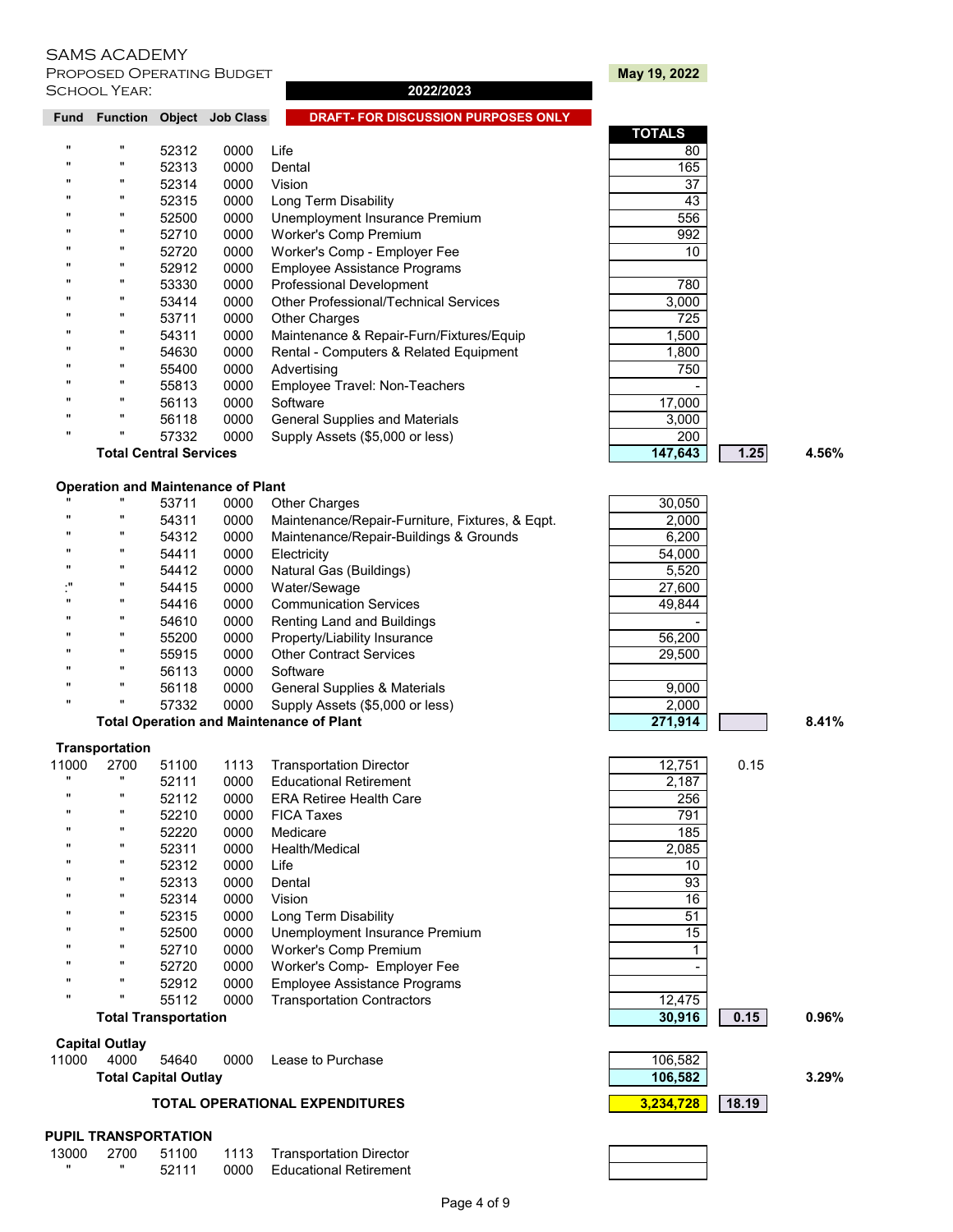SAMS ACADEMY
PROPOSED OPERATING BUDGET
SCHOOL YEAR: **2022/2023**

**May 19, 2022**

**DRAFT- FOR DISCUSSION PURPOSES ONLY**

| Fund | Function | Object | Job Class | Description | TOTALS | | |
|---|---|---|---|---|---|---|---|
| " | " | 52312 | 0000 | Life | 80 | | |
| " | " | 52313 | 0000 | Dental | 165 | | |
| " | " | 52314 | 0000 | Vision | 37 | | |
| " | " | 52315 | 0000 | Long Term Disability | 43 | | |
| " | " | 52500 | 0000 | Unemployment Insurance Premium | 556 | | |
| " | " | 52710 | 0000 | Worker's Comp Premium | 992 | | |
| " | " | 52720 | 0000 | Worker's Comp - Employer Fee | 10 | | |
| " | " | 52912 | 0000 | Employee Assistance Programs | | | |
| " | " | 53330 | 0000 | Professional Development | 780 | | |
| " | " | 53414 | 0000 | Other Professional/Technical Services | 3,000 | | |
| " | " | 53711 | 0000 | Other Charges | 725 | | |
| " | " | 54311 | 0000 | Maintenance & Repair-Furn/Fixtures/Equip | 1,500 | | |
| " | " | 54630 | 0000 | Rental - Computers & Related Equipment | 1,800 | | |
| " | " | 55400 | 0000 | Advertising | 750 | | |
| " | " | 55813 | 0000 | Employee Travel: Non-Teachers | - | | |
| " | " | 56113 | 0000 | Software | 17,000 | | |
| " | " | 56118 | 0000 | General Supplies and Materials | 3,000 | | |
| " | " | 57332 | 0000 | Supply Assets ($5,000 or less) | 200 | | |
| | **Total Central Services** | | | | **147,643** | **1.25** | **4.56%** |
| **Operation and Maintenance of Plant** | | | | | | | |
| " | " | 53711 | 0000 | Other Charges | 30,050 | | |
| " | " | 54311 | 0000 | Maintenance/Repair-Furniture, Fixtures, & Eqpt. | 2,000 | | |
| " | " | 54312 | 0000 | Maintenance/Repair-Buildings & Grounds | 6,200 | | |
| " | " | 54411 | 0000 | Electricity | 54,000 | | |
| " | " | 54412 | 0000 | Natural Gas (Buildings) | 5,520 | | |
| :" | " | 54415 | 0000 | Water/Sewage | 27,600 | | |
| " | " | 54416 | 0000 | Communication Services | 49,844 | | |
| " | " | 54610 | 0000 | Renting Land and Buildings | - | | |
| " | " | 55200 | 0000 | Property/Liability Insurance | 56,200 | | |
| " | " | 55915 | 0000 | Other Contract Services | 29,500 | | |
| " | " | 56113 | 0000 | Software | | | |
| " | " | 56118 | 0000 | General Supplies & Materials | 9,000 | | |
| " | " | 57332 | 0000 | Supply Assets ($5,000 or less) | 2,000 | | |
| | **Total Operation and Maintenance of Plant** | | | | **271,914** | | **8.41%** |
| **Transportation** | | | | | | | |
| 11000 | 2700 | 51100 | 1113 | Transportation Director | 12,751 | 0.15 | |
| " | " | 52111 | 0000 | Educational Retirement | 2,187 | | |
| " | " | 52112 | 0000 | ERA Retiree Health Care | 256 | | |
| " | " | 52210 | 0000 | FICA Taxes | 791 | | |
| " | " | 52220 | 0000 | Medicare | 185 | | |
| " | " | 52311 | 0000 | Health/Medical | 2,085 | | |
| " | " | 52312 | 0000 | Life | 10 | | |
| " | " | 52313 | 0000 | Dental | 93 | | |
| " | " | 52314 | 0000 | Vision | 16 | | |
| " | " | 52315 | 0000 | Long Term Disability | 51 | | |
| " | " | 52500 | 0000 | Unemployment Insurance Premium | 15 | | |
| " | " | 52710 | 0000 | Worker's Comp Premium | 1 | | |
| " | " | 52720 | 0000 | Worker's Comp- Employer Fee | - | | |
| " | " | 52912 | 0000 | Employee Assistance Programs | | | |
| " | " | 55112 | 0000 | Transportation Contractors | 12,475 | | |
| | **Total Transportation** | | | | **30,916** | **0.15** | **0.96%** |
| **Capital Outlay** | | | | | | | |
| 11000 | 4000 | 54640 | 0000 | Lease to Purchase | 106,582 | | |
| | **Total Capital Outlay** | | | | **106,582** | | **3.29%** |
| | **TOTAL OPERATIONAL EXPENDITURES** | | | | **3,234,728** | **18.19** | |
| **PUPIL TRANSPORTATION** | | | | | | | |
| 13000 | 2700 | 51100 | 1113 | Transportation Director | | | |
| " | " | 52111 | 0000 | Educational Retirement | | | |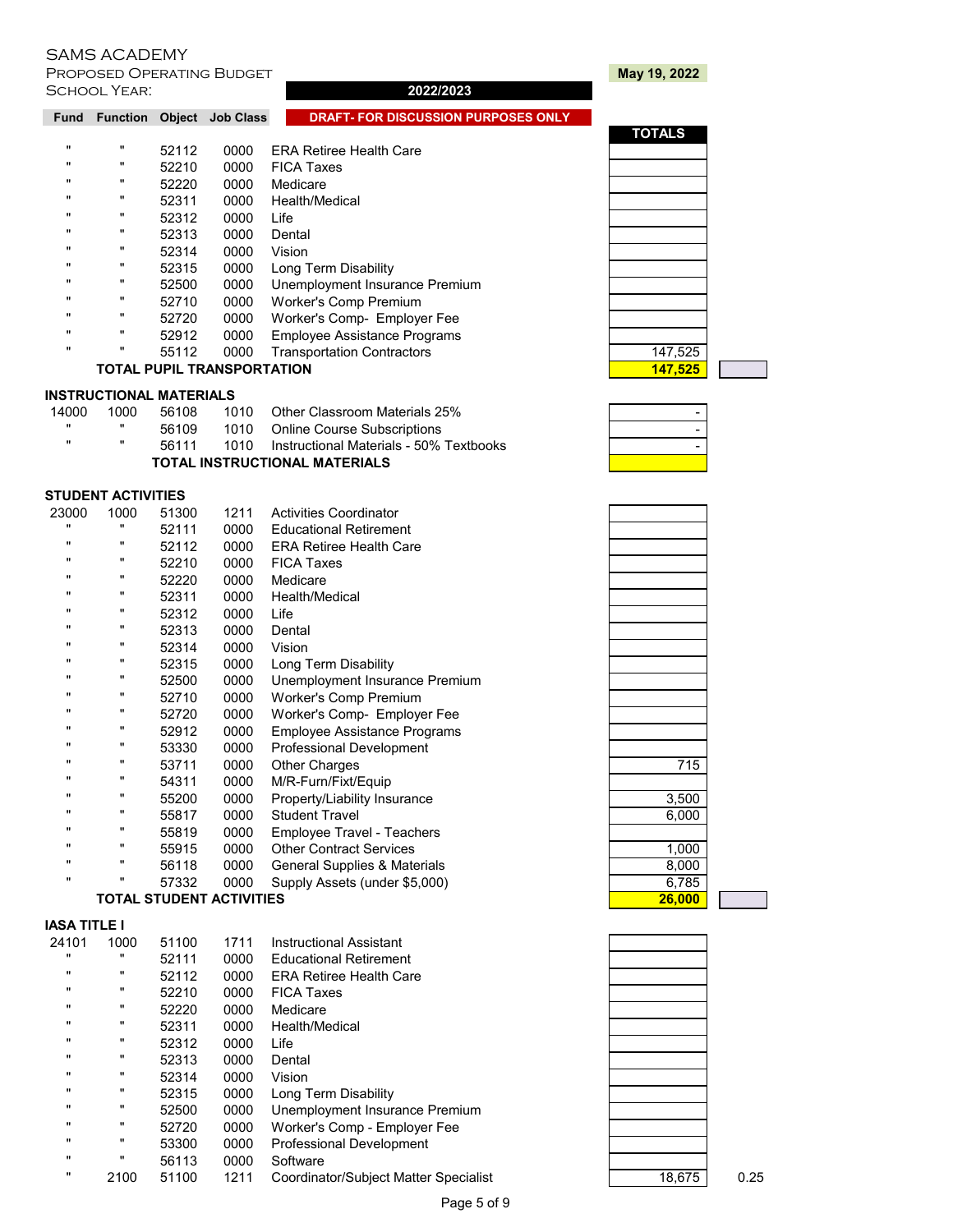SAMS ACADEMY

PROPOSED OPERATING BUDGET

SCHOOL YEAR: **2022/2023**

**May 19, 2022**

**DRAFT- FOR DISCUSSION PURPOSES ONLY**

| Fund | Function | Object | Job Class | Description | TOTALS | |
|---|---|---|---|---|---|---|
| " | " | 52112 | 0000 | ERA Retiree Health Care | | |
| " | " | 52210 | 0000 | FICA Taxes | | |
| " | " | 52220 | 0000 | Medicare | | |
| " | " | 52311 | 0000 | Health/Medical | | |
| " | " | 52312 | 0000 | Life | | |
| " | " | 52313 | 0000 | Dental | | |
| " | " | 52314 | 0000 | Vision | | |
| " | " | 52315 | 0000 | Long Term Disability | | |
| " | " | 52500 | 0000 | Unemployment Insurance Premium | | |
| " | " | 52710 | 0000 | Worker's Comp Premium | | |
| " | " | 52720 | 0000 | Worker's Comp- Employer Fee | | |
| " | " | 52912 | 0000 | Employee Assistance Programs | | |
| " | " | 55112 | 0000 | Transportation Contractors | 147,525 | |
| | **TOTAL PUPIL TRANSPORTATION** | | | | **147,525** | |
| **INSTRUCTIONAL MATERIALS** | | | | | | |
| 14000 | 1000 | 56108 | 1010 | Other Classroom Materials 25% | - | |
| " | " | 56109 | 1010 | Online Course Subscriptions | - | |
| " | " | 56111 | 1010 | Instructional Materials - 50% Textbooks | - | |
| | | **TOTAL INSTRUCTIONAL MATERIALS** | | | | |
| **STUDENT ACTIVITIES** | | | | | | |
| 23000 | 1000 | 51300 | 1211 | Activities Coordinator | | |
| " | " | 52111 | 0000 | Educational Retirement | | |
| " | " | 52112 | 0000 | ERA Retiree Health Care | | |
| " | " | 52210 | 0000 | FICA Taxes | | |
| " | " | 52220 | 0000 | Medicare | | |
| " | " | 52311 | 0000 | Health/Medical | | |
| " | " | 52312 | 0000 | Life | | |
| " | " | 52313 | 0000 | Dental | | |
| " | " | 52314 | 0000 | Vision | | |
| " | " | 52315 | 0000 | Long Term Disability | | |
| " | " | 52500 | 0000 | Unemployment Insurance Premium | | |
| " | " | 52710 | 0000 | Worker's Comp Premium | | |
| " | " | 52720 | 0000 | Worker's Comp- Employer Fee | | |
| " | " | 52912 | 0000 | Employee Assistance Programs | | |
| " | " | 53330 | 0000 | Professional Development | | |
| " | " | 53711 | 0000 | Other Charges | 715 | |
| " | " | 54311 | 0000 | M/R-Furn/Fixt/Equip | | |
| " | " | 55200 | 0000 | Property/Liability Insurance | 3,500 | |
| " | " | 55817 | 0000 | Student Travel | 6,000 | |
| " | " | 55819 | 0000 | Employee Travel - Teachers | | |
| " | " | 55915 | 0000 | Other Contract Services | 1,000 | |
| " | " | 56118 | 0000 | General Supplies & Materials | 8,000 | |
| " | " | 57332 | 0000 | Supply Assets (under $5,000) | 6,785 | |
| | **TOTAL STUDENT ACTIVITIES** | | | | **26,000** | |
| **IASA TITLE I** | | | | | | |
| 24101 | 1000 | 51100 | 1711 | Instructional Assistant | | |
| " | " | 52111 | 0000 | Educational Retirement | | |
| " | " | 52112 | 0000 | ERA Retiree Health Care | | |
| " | " | 52210 | 0000 | FICA Taxes | | |
| " | " | 52220 | 0000 | Medicare | | |
| " | " | 52311 | 0000 | Health/Medical | | |
| " | " | 52312 | 0000 | Life | | |
| " | " | 52313 | 0000 | Dental | | |
| " | " | 52314 | 0000 | Vision | | |
| " | " | 52315 | 0000 | Long Term Disability | | |
| " | " | 52500 | 0000 | Unemployment Insurance Premium | | |
| " | " | 52720 | 0000 | Worker's Comp - Employer Fee | | |
| " | " | 53300 | 0000 | Professional Development | | |
| " | " | 56113 | 0000 | Software | | |
| " | 2100 | 51100 | 1211 | Coordinator/Subject Matter Specialist | 18,675 | 0.25 |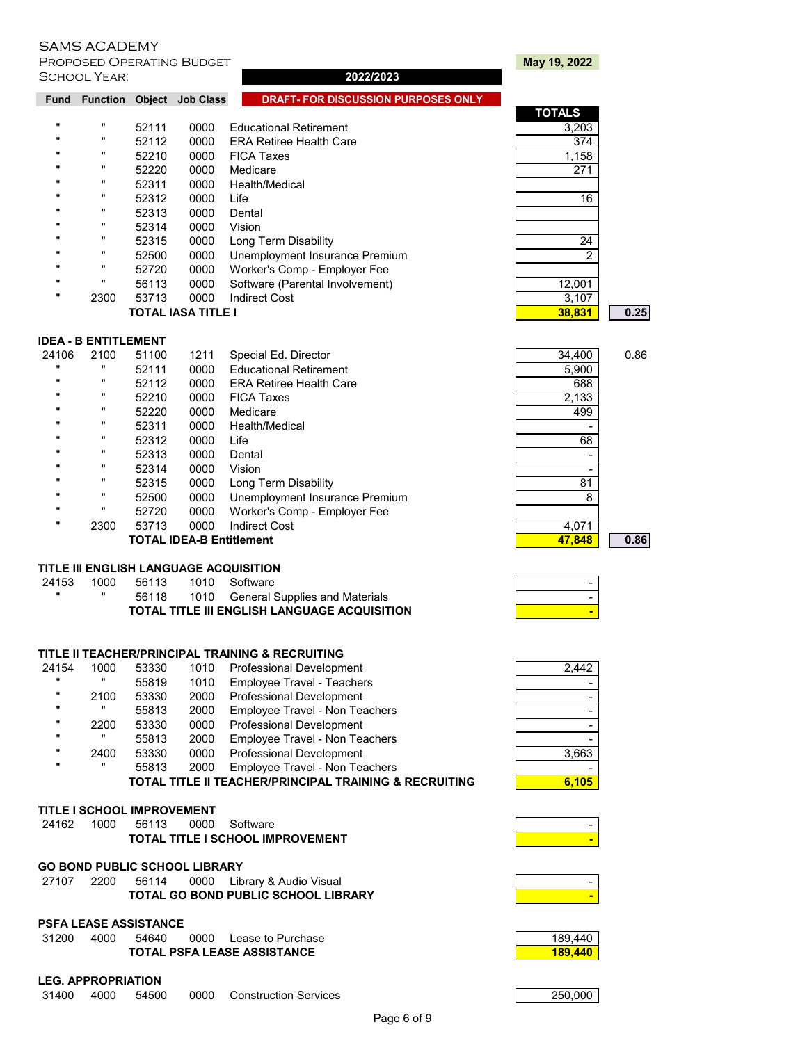SAMS ACADEMY
PROPOSED OPERATING BUDGET
SCHOOL YEAR: **2022/2023**

**May 19, 2022**

**DRAFT- FOR DISCUSSION PURPOSES ONLY**

| Fund | Function | Object | Job Class | | TOTALS | |
|---|---|---|---|---|---|---|
| " | " | 52111 | 0000 | Educational Retirement | 3,203 | |
| " | " | 52112 | 0000 | ERA Retiree Health Care | 374 | |
| " | " | 52210 | 0000 | FICA Taxes | 1,158 | |
| " | " | 52220 | 0000 | Medicare | 271 | |
| " | " | 52311 | 0000 | Health/Medical | | |
| " | " | 52312 | 0000 | Life | 16 | |
| " | " | 52313 | 0000 | Dental | | |
| " | " | 52314 | 0000 | Vision | | |
| " | " | 52315 | 0000 | Long Term Disability | 24 | |
| " | " | 52500 | 0000 | Unemployment Insurance Premium | 2 | |
| " | " | 52720 | 0000 | Worker's Comp - Employer Fee | | |
| " | " | 56113 | 0000 | Software (Parental Involvement) | 12,001 | |
| " | 2300 | 53713 | 0000 | Indirect Cost | 3,107 | |
| | | **TOTAL IASA TITLE I** | | | **38,831** | **0.25** |
| **IDEA - B ENTITLEMENT** | | | | | | |
| 24106 | 2100 | 51100 | 1211 | Special Ed. Director | 34,400 | 0.86 |
| " | " | 52111 | 0000 | Educational Retirement | 5,900 | |
| " | " | 52112 | 0000 | ERA Retiree Health Care | 688 | |
| " | " | 52210 | 0000 | FICA Taxes | 2,133 | |
| " | " | 52220 | 0000 | Medicare | 499 | |
| " | " | 52311 | 0000 | Health/Medical | - | |
| " | " | 52312 | 0000 | Life | 68 | |
| " | " | 52313 | 0000 | Dental | - | |
| " | " | 52314 | 0000 | Vision | - | |
| " | " | 52315 | 0000 | Long Term Disability | 81 | |
| " | " | 52500 | 0000 | Unemployment Insurance Premium | 8 | |
| " | " | 52720 | 0000 | Worker's Comp - Employer Fee | | |
| " | 2300 | 53713 | 0000 | Indirect Cost | 4,071 | |
| | | **TOTAL IDEA-B Entitlement** | | | **47,848** | **0.86** |
| **TITLE III ENGLISH LANGUAGE ACQUISITION** | | | | | | |
| 24153 | 1000 | 56113 | 1010 | Software | - | |
| " | " | 56118 | 1010 | General Supplies and Materials | - | |
| | | **TOTAL TITLE III ENGLISH LANGUAGE ACQUISITION** | | | **-** | |
| **TITLE II TEACHER/PRINCIPAL TRAINING & RECRUITING** | | | | | | |
| 24154 | 1000 | 53330 | 1010 | Professional Development | 2,442 | |
| " | " | 55819 | 1010 | Employee Travel - Teachers | - | |
| " | 2100 | 53330 | 2000 | Professional Development | - | |
| " | " | 55813 | 2000 | Employee Travel - Non Teachers | - | |
| " | 2200 | 53330 | 0000 | Professional Development | - | |
| " | " | 55813 | 2000 | Employee Travel - Non Teachers | - | |
| " | 2400 | 53330 | 0000 | Professional Development | 3,663 | |
| " | " | 55813 | 2000 | Employee Travel - Non Teachers | - | |
| | | **TOTAL TITLE II TEACHER/PRINCIPAL TRAINING & RECRUITING** | | | **6,105** | |
| **TITLE I SCHOOL IMPROVEMENT** | | | | | | |
| 24162 | 1000 | 56113 | 0000 | Software | - | |
| | | **TOTAL TITLE I SCHOOL IMPROVEMENT** | | | **-** | |
| **GO BOND PUBLIC SCHOOL LIBRARY** | | | | | | |
| 27107 | 2200 | 56114 | 0000 | Library & Audio Visual | - | |
| | | **TOTAL GO BOND PUBLIC SCHOOL LIBRARY** | | | **-** | |
| **PSFA LEASE ASSISTANCE** | | | | | | |
| 31200 | 4000 | 54640 | 0000 | Lease to Purchase | 189,440 | |
| | | **TOTAL PSFA LEASE ASSISTANCE** | | | **189,440** | |
| **LEG. APPROPRIATION** | | | | | | |
| 31400 | 4000 | 54500 | 0000 | Construction Services | 250,000 | |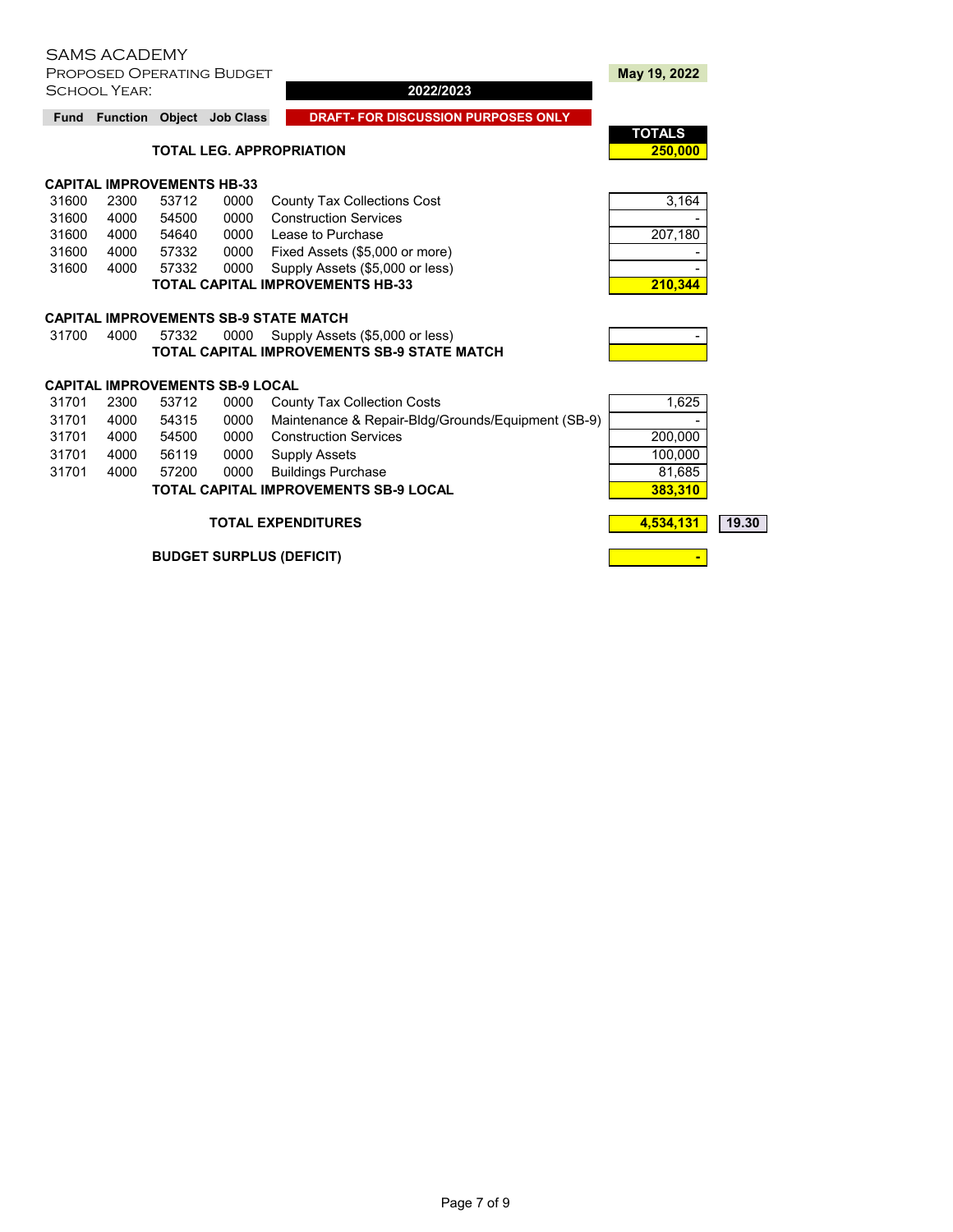SAMS ACADEMY

PROPOSED OPERATING BUDGET

SCHOOL YEAR: **2022/2023**

**May 19, 2022**

**DRAFT- FOR DISCUSSION PURPOSES ONLY**

| Fund | Function | Object | Job Class | Description | TOTALS | |
|---|---|---|---|---|---|---|
| | | | | **TOTAL LEG. APPROPRIATION** | **250,000** | |
| **CAPITAL IMPROVEMENTS HB-33** | | | | | | |
| 31600 | 2300 | 53712 | 0000 | County Tax Collections Cost | 3,164 | |
| 31600 | 4000 | 54500 | 0000 | Construction Services | - | |
| 31600 | 4000 | 54640 | 0000 | Lease to Purchase | 207,180 | |
| 31600 | 4000 | 57332 | 0000 | Fixed Assets ($5,000 or more) | - | |
| 31600 | 4000 | 57332 | 0000 | Supply Assets ($5,000 or less) | - | |
| | | | | **TOTAL CAPITAL IMPROVEMENTS HB-33** | **210,344** | |
| **CAPITAL IMPROVEMENTS SB-9 STATE MATCH** | | | | | | |
| 31700 | 4000 | 57332 | 0000 | Supply Assets ($5,000 or less) | - | |
| | | | | **TOTAL CAPITAL IMPROVEMENTS SB-9 STATE MATCH** | | |
| **CAPITAL IMPROVEMENTS SB-9 LOCAL** | | | | | | |
| 31701 | 2300 | 53712 | 0000 | County Tax Collection Costs | 1,625 | |
| 31701 | 4000 | 54315 | 0000 | Maintenance & Repair-Bldg/Grounds/Equipment (SB-9) | - | |
| 31701 | 4000 | 54500 | 0000 | Construction Services | 200,000 | |
| 31701 | 4000 | 56119 | 0000 | Supply Assets | 100,000 | |
| 31701 | 4000 | 57200 | 0000 | Buildings Purchase | 81,685 | |
| | | | | **TOTAL CAPITAL IMPROVEMENTS SB-9 LOCAL** | **383,310** | |
| | | | | **TOTAL EXPENDITURES** | **4,534,131** | **19.30** |
| | | | | **BUDGET SURPLUS (DEFICIT)** | **-** | |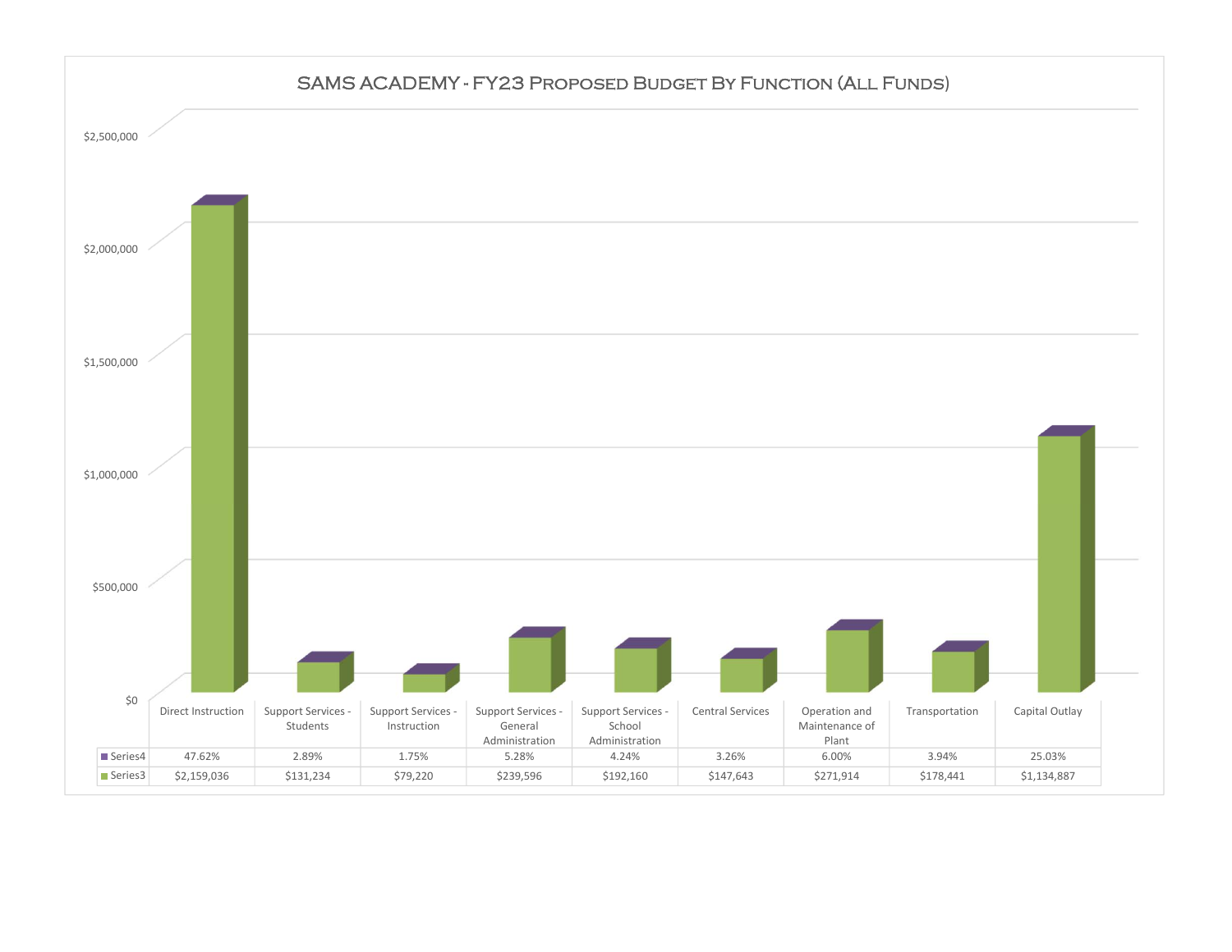# SAMS ACADEMY - FY23 Proposed Budget By Function (All Funds)

| | Direct Instruction | Support Services - Students | Support Services - Instruction | Support Services - General Administration | Support Services - School Administration | Central Services | Operation and Maintenance of Plant | Transportation | Capital Outlay |
|---|---|---|---|---|---|---|---|---|---|
| Series4 | 47.62% | 2.89% | 1.75% | 5.28% | 4.24% | 3.26% | 6.00% | 3.94% | 25.03% |
| Series3 | $2,159,036 | $131,234 | $79,220 | $239,596 | $192,160 | $147,643 | $271,914 | $178,441 | $1,134,887 |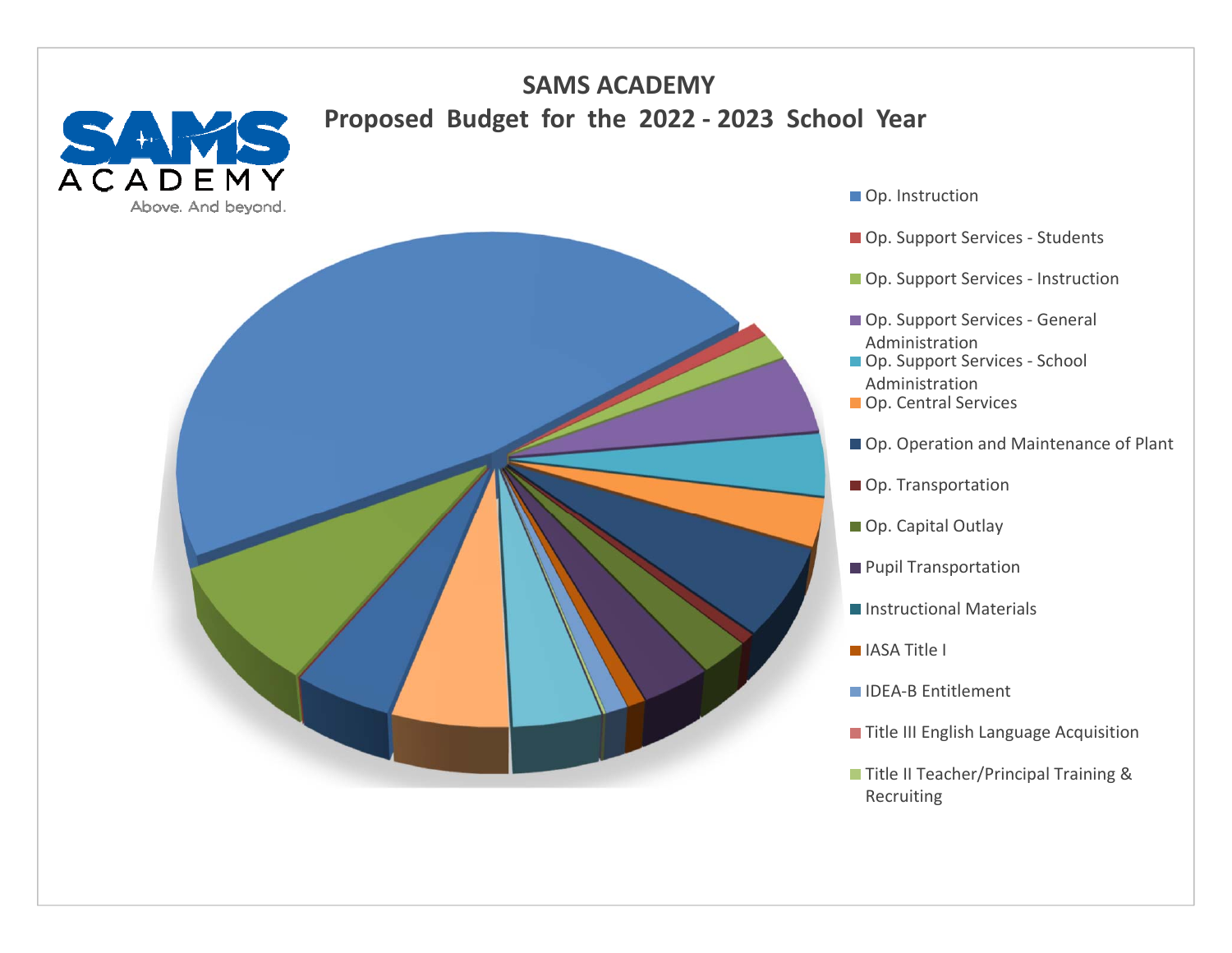# SAMS ACADEMY

## Proposed Budget for the 2022 - 2023 School Year

- Op. Instruction
- Op. Support Services - Students
- Op. Support Services - Instruction
- Op. Support Services - General Administration
- Op. Support Services - School Administration
- Op. Central Services
- Op. Operation and Maintenance of Plant
- Op. Transportation
- Op. Capital Outlay
- Pupil Transportation
- Instructional Materials
- IASA Title I
- IDEA-B Entitlement
- Title III English Language Acquisition
- Title II Teacher/Principal Training & Recruiting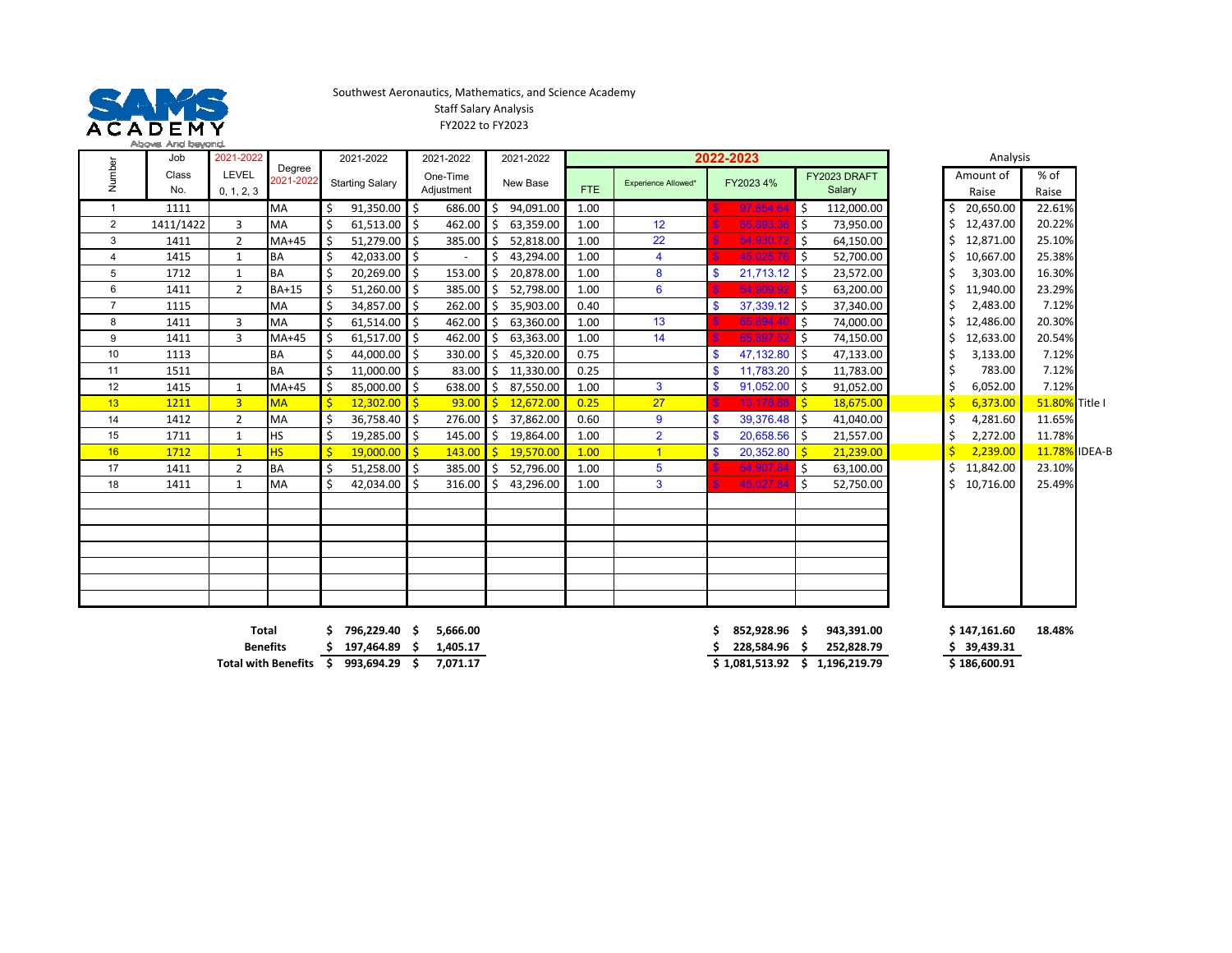SAMS ACADEMY

Above And beyond.

Southwest Aeronautics, Mathematics, and Science Academy
Staff Salary Analysis
FY2022 to FY2023

| Number | Job Class No. | 2021-2022 LEVEL 0, 1, 2, 3 | Degree 2021-2022 | 2021-2022 Starting Salary | 2021-2022 One-Time Adjustment | 2021-2022 New Base | 2022-2023 FTE | 2022-2023 Experience Allowed* | 2022-2023 FY2023 4% | 2022-2023 FY2023 DRAFT Salary | Analysis Amount of Raise | Analysis % of Raise | |
|---|---|---|---|---|---|---|---|---|---|---|---|---|---|
| 1 | 1111 | | MA | $ 91,350.00 | $ 686.00 | $ 94,091.00 | 1.00 | | $ 97,854.64 | $ 112,000.00 | $ 20,650.00 | 22.61% | |
| 2 | 1411/1422 | 3 | MA | $ 61,513.00 | $ 462.00 | $ 63,359.00 | 1.00 | 12 | $ 65,893.36 | $ 73,950.00 | $ 12,437.00 | 20.22% | |
| 3 | 1411 | 2 | MA+45 | $ 51,279.00 | $ 385.00 | $ 52,818.00 | 1.00 | 22 | $ 54,930.72 | $ 64,150.00 | $ 12,871.00 | 25.10% | |
| 4 | 1415 | 1 | BA | $ 42,033.00 | $ - | $ 43,294.00 | 1.00 | 4 | $ 45,025.76 | $ 52,700.00 | $ 10,667.00 | 25.38% | |
| 5 | 1712 | 1 | BA | $ 20,269.00 | $ 153.00 | $ 20,878.00 | 1.00 | 8 | $ 21,713.12 | $ 23,572.00 | $ 3,303.00 | 16.30% | |
| 6 | 1411 | 2 | BA+15 | $ 51,260.00 | $ 385.00 | $ 52,798.00 | 1.00 | 6 | $ 54,909.92 | $ 63,200.00 | $ 11,940.00 | 23.29% | |
| 7 | 1115 | | MA | $ 34,857.00 | $ 262.00 | $ 35,903.00 | 0.40 | | $ 37,339.12 | $ 37,340.00 | $ 2,483.00 | 7.12% | |
| 8 | 1411 | 3 | MA | $ 61,514.00 | $ 462.00 | $ 63,360.00 | 1.00 | 13 | $ 65,894.40 | $ 74,000.00 | $ 12,486.00 | 20.30% | |
| 9 | 1411 | 3 | MA+45 | $ 61,517.00 | $ 462.00 | $ 63,363.00 | 1.00 | 14 | $ 65,897.52 | $ 74,150.00 | $ 12,633.00 | 20.54% | |
| 10 | 1113 | | BA | $ 44,000.00 | $ 330.00 | $ 45,320.00 | 0.75 | | $ 47,132.80 | $ 47,133.00 | $ 3,133.00 | 7.12% | |
| 11 | 1511 | | BA | $ 11,000.00 | $ 83.00 | $ 11,330.00 | 0.25 | | $ 11,783.20 | $ 11,783.00 | $ 783.00 | 7.12% | |
| 12 | 1415 | 1 | MA+45 | $ 85,000.00 | $ 638.00 | $ 87,550.00 | 1.00 | 3 | $ 91,052.00 | $ 91,052.00 | $ 6,052.00 | 7.12% | |
| 13 | 1211 | 3 | MA | $ 12,302.00 | $ 93.00 | $ 12,672.00 | 0.25 | 27 | $ 13,178.88 | $ 18,675.00 | $ 6,373.00 | 51.80% | Title I |
| 14 | 1412 | 2 | MA | $ 36,758.40 | $ 276.00 | $ 37,862.00 | 0.60 | 9 | $ 39,376.48 | $ 41,040.00 | $ 4,281.60 | 11.65% | |
| 15 | 1711 | 1 | HS | $ 19,285.00 | $ 145.00 | $ 19,864.00 | 1.00 | 2 | $ 20,658.56 | $ 21,557.00 | $ 2,272.00 | 11.78% | |
| 16 | 1712 | 1 | HS | $ 19,000.00 | $ 143.00 | $ 19,570.00 | 1.00 | 1 | $ 20,352.80 | $ 21,239.00 | $ 2,239.00 | 11.78% | IDEA-B |
| 17 | 1411 | 2 | BA | $ 51,258.00 | $ 385.00 | $ 52,796.00 | 1.00 | 5 | $ 54,907.84 | $ 63,100.00 | $ 11,842.00 | 23.10% | |
| 18 | 1411 | 1 | MA | $ 42,034.00 | $ 316.00 | $ 43,296.00 | 1.00 | 3 | $ 45,027.84 | $ 52,750.00 | $ 10,716.00 | 25.49% | |
| **Total** | | | | **$ 796,229.40** | **$ 5,666.00** | | | | **$ 852,928.96** | **$ 943,391.00** | **$ 147,161.60** | **18.48%** | |
| **Benefits** | | | | **$ 197,464.89** | **$ 1,405.17** | | | | **$ 228,584.96** | **$ 252,828.79** | **$ 39,439.31** | | |
| **Total with Benefits** | | | | **$ 993,694.29** | **$ 7,071.17** | | | | **$ 1,081,513.92** | **$ 1,196,219.79** | **$ 186,600.91** | | |